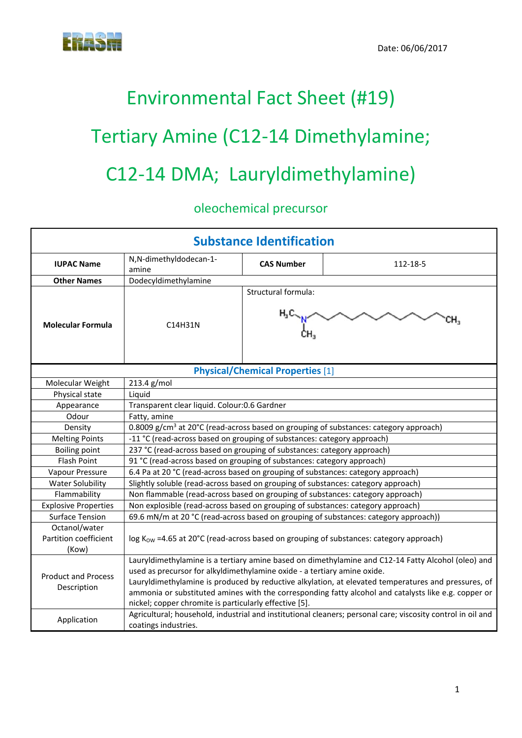Date: 06/06/2017

# Environmental Fact Sheet (#19)

# Tertiary Amine (C12-14 Dimethylamine; C12-14 DMA; Lauryldimethylamine)

## oleochemical precursor

| Substance Identification | | | |
|---|---|---|---|
| **IUPAC Name** | N,N-dimethyldodecan-1-amine | **CAS Number** | 112-18-5 |
| **Other Names** | Dodecyldimethylamine | | |
| **Molecular Formula** | C14H31N | Structural formula: | |

| Physical/Chemical Properties [1] | |
|---|---|
| Molecular Weight | 213.4 g/mol |
| Physical state | Liquid |
| Appearance | Transparent clear liquid. Colour:0.6 Gardner |
| Odour | Fatty, amine |
| Density | 0.8009 g/cm$^3$ at 20°C (read-across based on grouping of substances: category approach) |
| Melting Points | -11 °C (read-across based on grouping of substances: category approach) |
| Boiling point | 237 °C (read-across based on grouping of substances: category approach) |
| Flash Point | 91 °C (read-across based on grouping of substances: category approach) |
| Vapour Pressure | 6.4 Pa at 20 °C (read-across based on grouping of substances: category approach) |
| Water Solubility | Slightly soluble (read-across based on grouping of substances: category approach) |
| Flammability | Non flammable (read-across based on grouping of substances: category approach) |
| Explosive Properties | Non explosible (read-across based on grouping of substances: category approach) |
| Surface Tension | 69.6 mN/m at 20 °C (read-across based on grouping of substances: category approach)) |
| Octanol/water Partition coefficient (Kow) | log $K_{OW}$ =4.65 at 20°C (read-across based on grouping of substances: category approach) |
| Product and Process Description | Lauryldimethylamine is a tertiary amine based on dimethylamine and C12-14 Fatty Alcohol (oleo) and used as precursor for alkyldimethylamine oxide - a tertiary amine oxide. Lauryldimethylamine is produced by reductive alkylation, at elevated temperatures and pressures, of ammonia or substituted amines with the corresponding fatty alcohol and catalysts like e.g. copper or nickel; copper chromite is particularly effective [5]. |
| Application | Agricultural; household, industrial and institutional cleaners; personal care; viscosity control in oil and coatings industries. |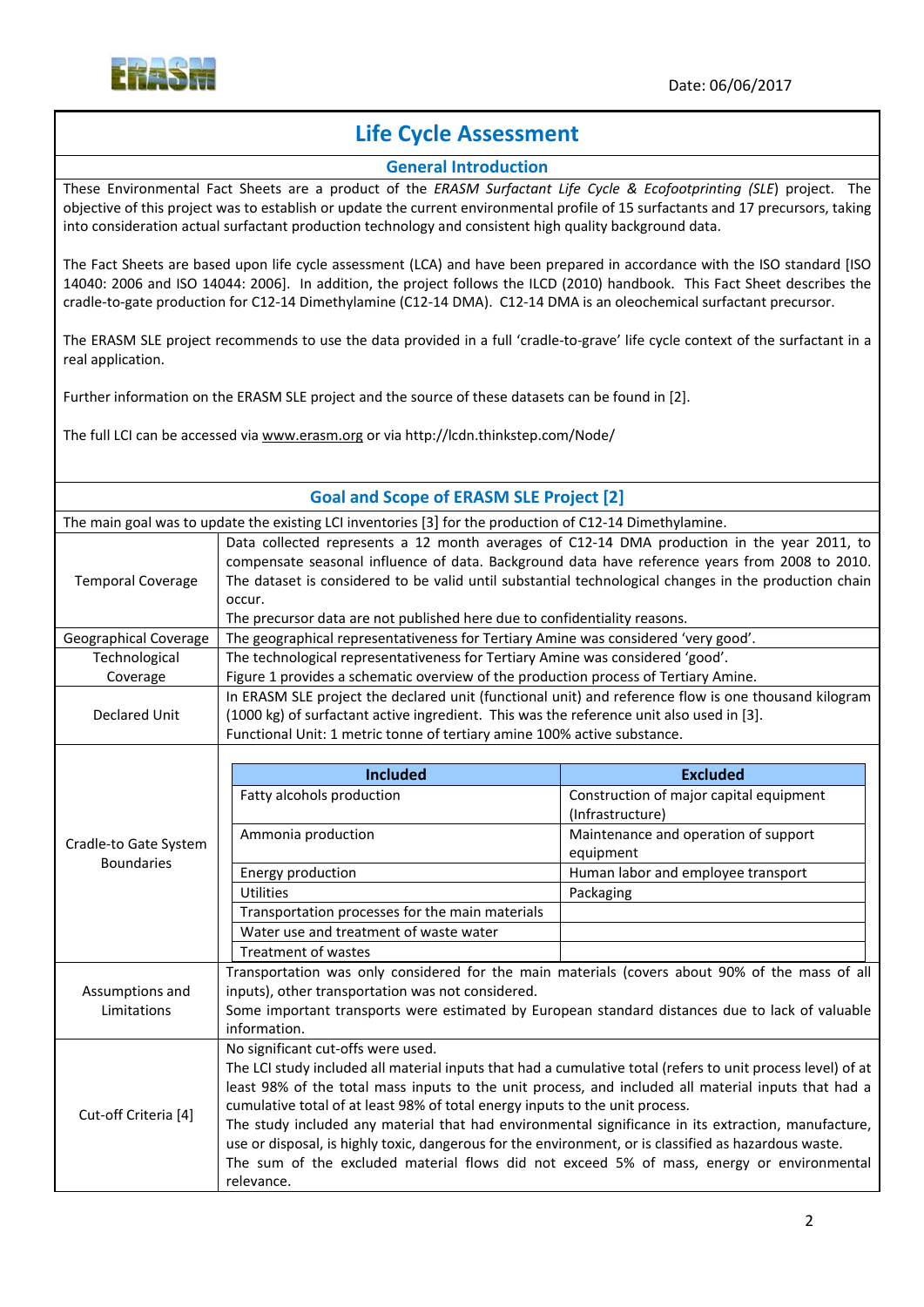# Life Cycle Assessment

## General Introduction

These Environmental Fact Sheets are a product of the *ERASM Surfactant Life Cycle & Ecofootprinting* (*SLE*) project. The objective of this project was to establish or update the current environmental profile of 15 surfactants and 17 precursors, taking into consideration actual surfactant production technology and consistent high quality background data.

The Fact Sheets are based upon life cycle assessment (LCA) and have been prepared in accordance with the ISO standard [ISO 14040: 2006 and ISO 14044: 2006]. In addition, the project follows the ILCD (2010) handbook. This Fact Sheet describes the cradle-to-gate production for C12-14 Dimethylamine (C12-14 DMA). C12-14 DMA is an oleochemical surfactant precursor.

The ERASM SLE project recommends to use the data provided in a full 'cradle-to-grave' life cycle context of the surfactant in a real application.

Further information on the ERASM SLE project and the source of these datasets can be found in [2].

The full LCI can be accessed via www.erasm.org or via http://lcdn.thinkstep.com/Node/

## Goal and Scope of ERASM SLE Project [2]

The main goal was to update the existing LCI inventories [3] for the production of C12-14 Dimethylamine.

| | |
|---|---|
| Temporal Coverage | Data collected represents a 12 month averages of C12-14 DMA production in the year 2011, to compensate seasonal influence of data. Background data have reference years from 2008 to 2010. The dataset is considered to be valid until substantial technological changes in the production chain occur.<br>The precursor data are not published here due to confidentiality reasons. |
| Geographical Coverage | The geographical representativeness for Tertiary Amine was considered 'very good'. |
| Technological Coverage | The technological representativeness for Tertiary Amine was considered 'good'.<br>Figure 1 provides a schematic overview of the production process of Tertiary Amine. |
| Declared Unit | In ERASM SLE project the declared unit (functional unit) and reference flow is one thousand kilogram (1000 kg) of surfactant active ingredient. This was the reference unit also used in [3].<br>Functional Unit: 1 metric tonne of tertiary amine 100% active substance. |
| Cradle-to Gate System Boundaries | See table below |
| Assumptions and Limitations | Transportation was only considered for the main materials (covers about 90% of the mass of all inputs), other transportation was not considered.<br>Some important transports were estimated by European standard distances due to lack of valuable information. |
| Cut-off Criteria [4] | No significant cut-offs were used.<br>The LCI study included all material inputs that had a cumulative total (refers to unit process level) of at least 98% of the total mass inputs to the unit process, and included all material inputs that had a cumulative total of at least 98% of total energy inputs to the unit process.<br>The study included any material that had environmental significance in its extraction, manufacture, use or disposal, is highly toxic, dangerous for the environment, or is classified as hazardous waste.<br>The sum of the excluded material flows did not exceed 5% of mass, energy or environmental relevance. |

**Cradle-to Gate System Boundaries**

| Included | Excluded |
|---|---|
| Fatty alcohols production | Construction of major capital equipment (Infrastructure) |
| Ammonia production | Maintenance and operation of support equipment |
| Energy production | Human labor and employee transport |
| Utilities | Packaging |
| Transportation processes for the main materials | |
| Water use and treatment of waste water | |
| Treatment of wastes | |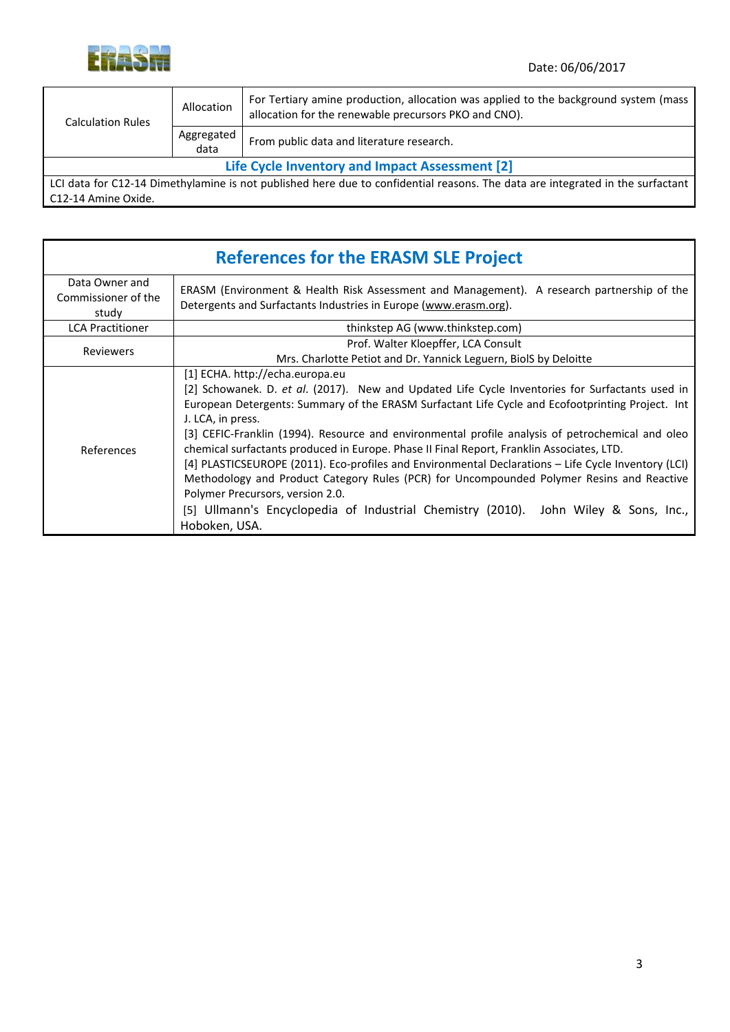| Calculation Rules | Allocation | For Tertiary amine production, allocation was applied to the background system (mass allocation for the renewable precursors PKO and CNO). |
|---|---|---|
| | Aggregated data | From public data and literature research. |

**Life Cycle Inventory and Impact Assessment [2]**

LCI data for C12-14 Dimethylamine is not published here due to confidential reasons. The data are integrated in the surfactant C12-14 Amine Oxide.

## References for the ERASM SLE Project

| | |
|---|---|
| Data Owner and Commissioner of the study | ERASM (Environment & Health Risk Assessment and Management). A research partnership of the Detergents and Surfactants Industries in Europe (www.erasm.org). |
| LCA Practitioner | thinkstep AG (www.thinkstep.com) |
| Reviewers | Prof. Walter Kloepffer, LCA Consult<br>Mrs. Charlotte Petiot and Dr. Yannick Leguern, BiolS by Deloitte |
| References | [1] ECHA. http://echa.europa.eu<br>[2] Schowanek. D. *et al*. (2017). New and Updated Life Cycle Inventories for Surfactants used in European Detergents: Summary of the ERASM Surfactant Life Cycle and Ecofootprinting Project. Int J. LCA, in press.<br>[3] CEFIC-Franklin (1994). Resource and environmental profile analysis of petrochemical and oleo chemical surfactants produced in Europe. Phase II Final Report, Franklin Associates, LTD.<br>[4] PLASTICSEUROPE (2011). Eco-profiles and Environmental Declarations – Life Cycle Inventory (LCI) Methodology and Product Category Rules (PCR) for Uncompounded Polymer Resins and Reactive Polymer Precursors, version 2.0.<br>[5] Ullmann's Encyclopedia of Industrial Chemistry (2010). John Wiley & Sons, Inc., Hoboken, USA. |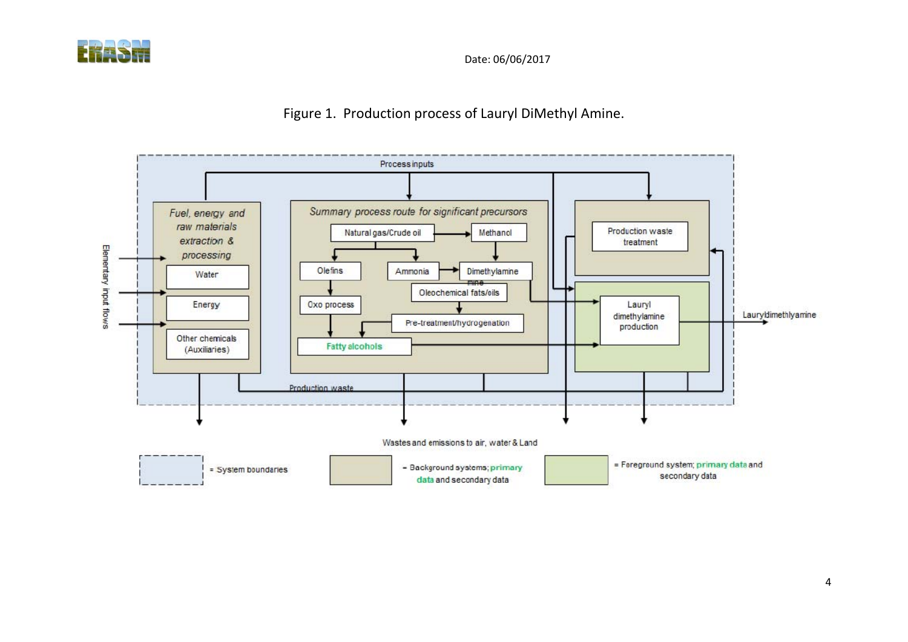Date: 06/06/2017

Figure 1. Production process of Lauryl DiMethyl Amine.

Process inputs

Elementary input flows

Fuel, energy and raw materials extraction & processing

Water

Energy

Other chemicals (Auxiliaries)

Summary process route for significant precursors

Natural gas/Crude oil

Methanol

Olefins

Ammonia

Dimethylamine

Oxo process

Oleochemical fats/oils

Pre-treatment/hydrogenation

Fatty alcohols

Production waste treatment

Lauryl dimethylamine production

Lauryldimethlyamine

Production waste

Wastes and emissions to air, water & Land

= System boundaries

= Background systems; primary data and secondary data

= Foreground system; primary data and secondary data